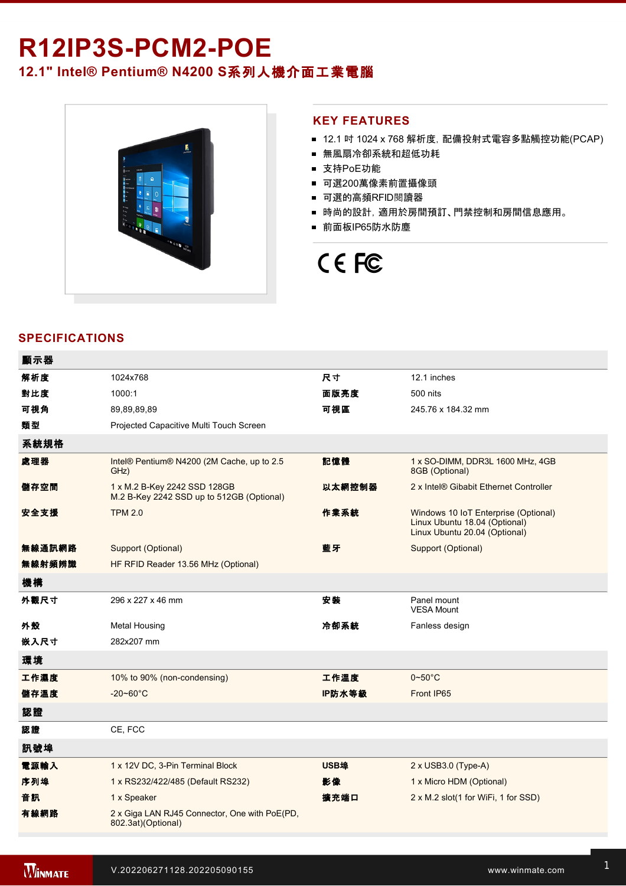# R12IP3S-PCM2-POE

## 12.1" Intel® Pentium® N4200 S系列人機介面工業電腦

## KEY FEATURES

- 12.1 吋 1024 x 768 解析度, 配備投射式電容多點觸控功能(PCAP)
- 無風扇冷卻系統和超低功耗
- 支持PoE功能
- 可選200萬像素前置攝像頭
- 可選的高頻RFID閱讀器
- 時尚的設計, 適用於房間預訂、門禁控制和房間信息應用。
- 前面板IP65防水防塵

## SPECIFICATIONS

| 顯示器 | | | |
|---|---|---|---|
| 解析度 | 1024x768 | 尺寸 | 12.1 inches |
| 對比度 | 1000:1 | 面版亮度 | 500 nits |
| 可視角 | 89,89,89,89 | 可視區 | 245.76 x 184.32 mm |
| 類型 | Projected Capacitive Multi Touch Screen | | |
| **系統規格** | | | |
| 處理器 | Intel® Pentium® N4200 (2M Cache, up to 2.5 GHz) | 記憶體 | 1 x SO-DIMM, DDR3L 1600 MHz, 4GB<br>8GB (Optional) |
| 儲存空間 | 1 x M.2 B-Key 2242 SSD 128GB<br>M.2 B-Key 2242 SSD up to 512GB (Optional) | 以太網控制器 | 2 x Intel® Gibabit Ethernet Controller |
| 安全支援 | TPM 2.0 | 作業系統 | Windows 10 IoT Enterprise (Optional)<br>Linux Ubuntu 18.04 (Optional)<br>Linux Ubuntu 20.04 (Optional) |
| 無線通訊網路 | Support (Optional) | 藍牙 | Support (Optional) |
| 無線射頻辨識 | HF RFID Reader 13.56 MHz (Optional) | | |
| **機構** | | | |
| 外觀尺寸 | 296 x 227 x 46 mm | 安裝 | Panel mount<br>VESA Mount |
| 外殼 | Metal Housing | 冷卻系統 | Fanless design |
| 嵌入尺寸 | 282x207 mm | | |
| **環境** | | | |
| 工作濕度 | 10% to 90% (non-condensing) | 工作溫度 | 0~50°C |
| 儲存溫度 | -20~60°C | IP防水等級 | Front IP65 |
| **認證** | | | |
| 認證 | CE, FCC | | |
| **訊號埠** | | | |
| 電源輸入 | 1 x 12V DC, 3-Pin Terminal Block | USB埠 | 2 x USB3.0 (Type-A) |
| 序列埠 | 1 x RS232/422/485 (Default RS232) | 影像 | 1 x Micro HDM (Optional) |
| 音訊 | 1 x Speaker | 擴充端口 | 2 x M.2 slot(1 for WiFi, 1 for SSD) |
| 有線網路 | 2 x Giga LAN RJ45 Connector, One with PoE(PD, 802.3at)(Optional) | | |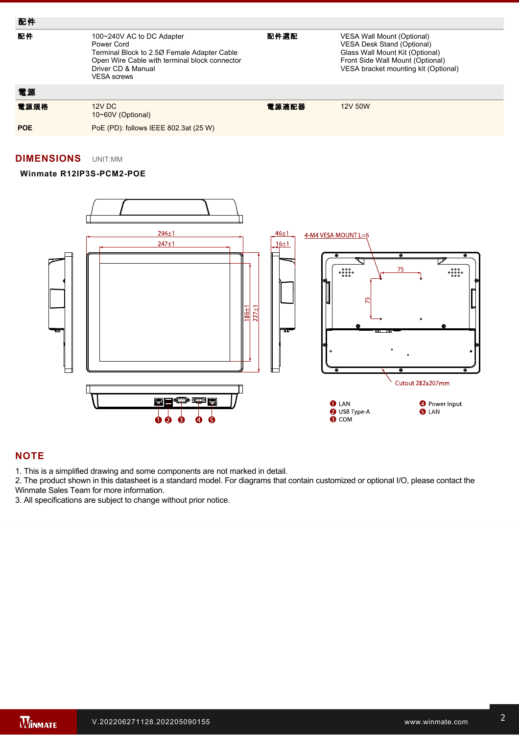## 配件

| | | | |
|---|---|---|---|
| **配件** | 100~240V AC to DC Adapter<br>Power Cord<br>Terminal Block to 2.5Ø Female Adapter Cable<br>Open Wire Cable with terminal block connector<br>Driver CD & Manual<br>VESA screws | **配件選配** | VESA Wall Mount (Optional)<br>VESA Desk Stand (Optional)<br>Glass Wall Mount Kit (Optional)<br>Front Side Wall Mount (Optional)<br>VESA bracket mounting kit (Optional) |

## 電源

| | | | |
|---|---|---|---|
| **電源規格** | 12V DC<br>10~60V (Optional) | **電源適配器** | 12V 50W |
| **POE** | PoE (PD): follows IEEE 802.3at (25 W) | | |

## DIMENSIONS UNIT:MM

**Winmate R12IP3S-PCM2-POE**

296±1
247±1
186±1
227±1
46±1
16±1
4-M4 VESA MOUNT L=6
75
75
Cutout 282x207mm

1 LAN
2 USB Type-A
3 COM
4 Power Input
5 LAN

## NOTE

1. This is a simplified drawing and some components are not marked in detail.
2. The product shown in this datasheet is a standard model. For diagrams that contain customized or optional I/O, please contact the Winmate Sales Team for more information.
3. All specifications are subject to change without prior notice.